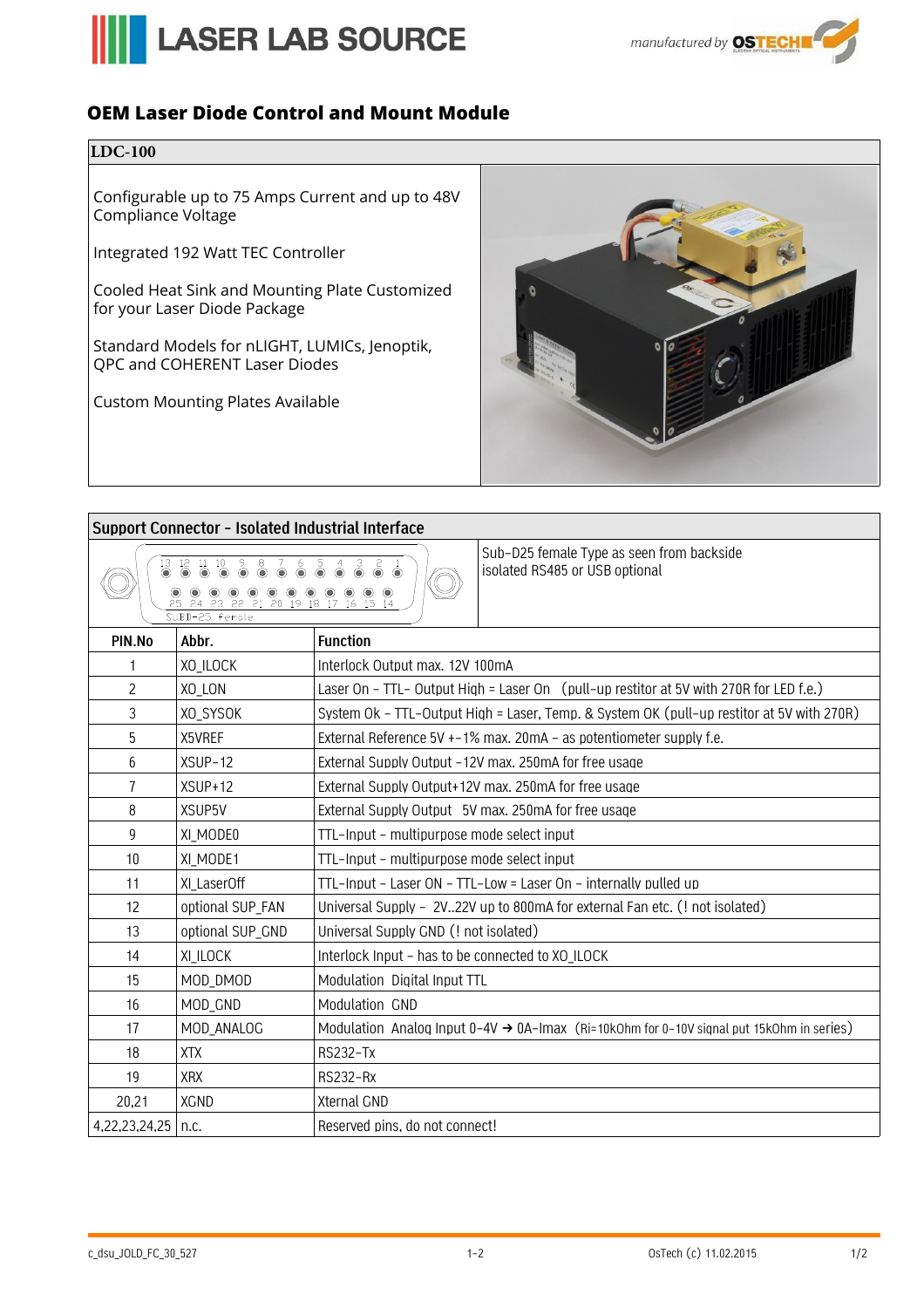# OEM Laser Diode Control and Mount Module

## LDC-100

Configurable up to 75 Amps Current and up to 48V Compliance Voltage

Integrated 192 Watt TEC Controller

Cooled Heat Sink and Mounting Plate Customized for your Laser Diode Package

Standard Models for nLIGHT, LUMICs, Jenoptik, QPC and COHERENT Laser Diodes

Custom Mounting Plates Available

## Support Connector – Isolated Industrial Interface

Sub-D25 female Type as seen from backside
isolated RS485 or USB optional

| PIN.No | Abbr. | Function |
|---|---|---|
| 1 | XO_ILOCK | Interlock Output max. 12V 100mA |
| 2 | XO_LON | Laser On – TTL- Output High = Laser On (pull-up restitor at 5V with 270R for LED f.e.) |
| 3 | XO_SYSOK | System Ok – TTL-Output High = Laser, Temp. & System OK (pull-up restitor at 5V with 270R) |
| 5 | X5VREF | External Reference 5V +-1% max. 20mA – as potentiometer supply f.e. |
| 6 | XSUP-12 | External Supply Output -12V max. 250mA for free usage |
| 7 | XSUP+12 | External Supply Output+12V max. 250mA for free usage |
| 8 | XSUP5V | External Supply Output 5V max. 250mA for free usage |
| 9 | XI_MODE0 | TTL-Input – multipurpose mode select input |
| 10 | XI_MODE1 | TTL-Input – multipurpose mode select input |
| 11 | XI_LaserOff | TTL-Input – Laser ON – TTL-Low = Laser On – internally pulled up |
| 12 | optional SUP_FAN | Universal Supply – 2V..22V up to 800mA for external Fan etc. (! not isolated) |
| 13 | optional SUP_GND | Universal Supply GND (! not isolated) |
| 14 | XI_ILOCK | Interlock Input – has to be connected to XO_ILOCK |
| 15 | MOD_DMOD | Modulation Digital Input TTL |
| 16 | MOD_GND | Modulation GND |
| 17 | MOD_ANALOG | Modulation Analog Input 0-4V → 0A-Imax (Ri=10kOhm for 0-10V signal put 15kOhm in series) |
| 18 | XTX | RS232-Tx |
| 19 | XRX | RS232-Rx |
| 20,21 | XGND | Xternal GND |
| 4,22,23,24,25 | n.c. | Reserved pins, do not connect! |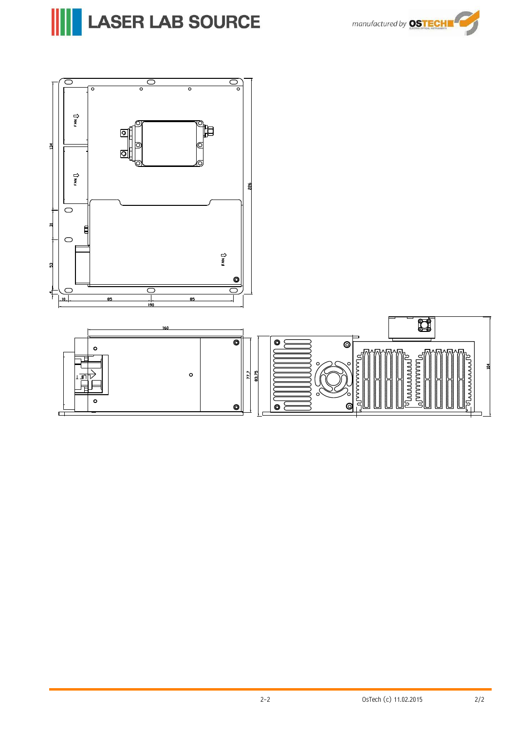FAN
FAN
FAN
134
31
53
4
10
85
85
190
226
160
77,7
83,75
104